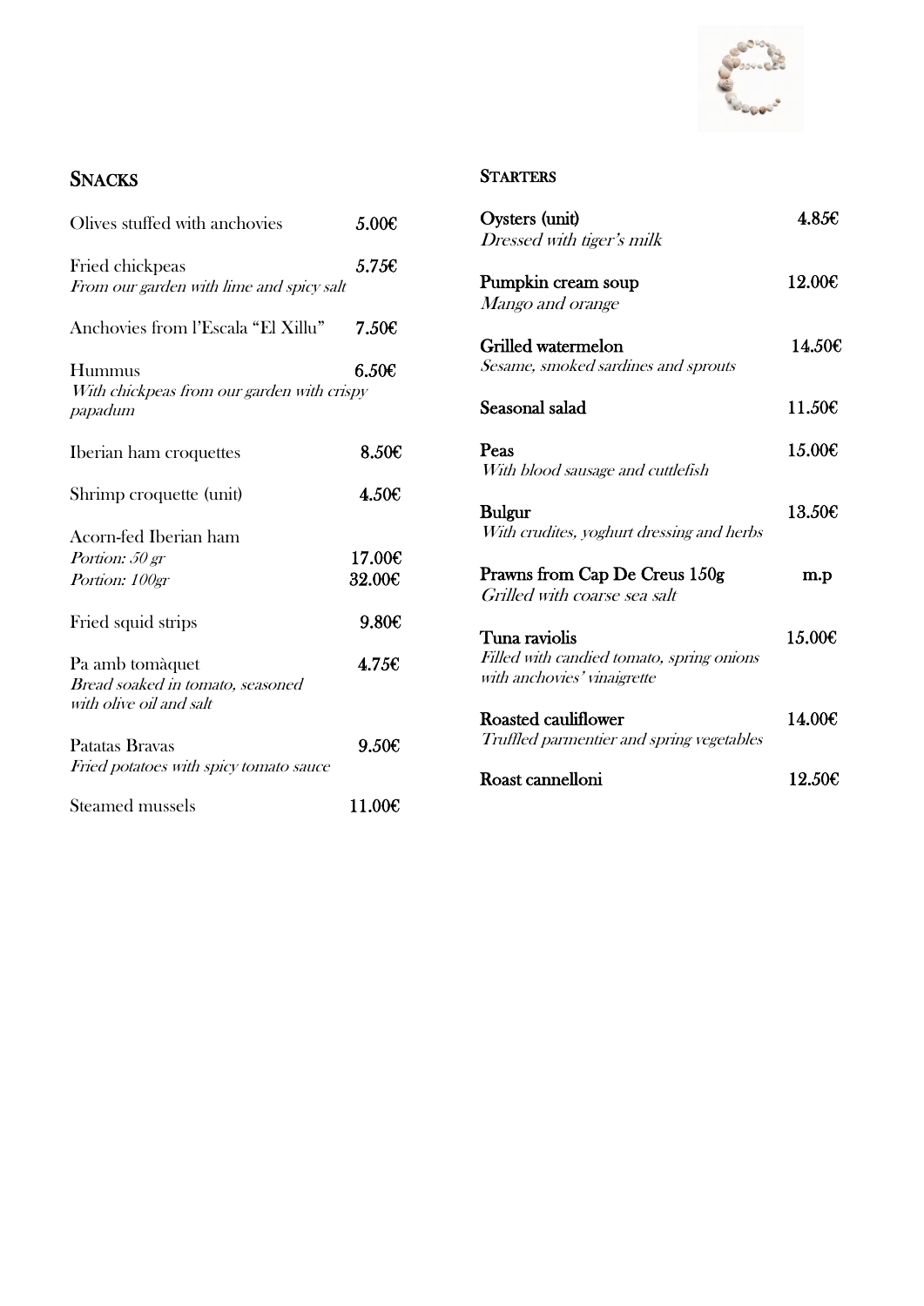## Snacks

Olives stuffed with anchovies 5.00€

Fried chickpeas 5.75€
*From our garden with lime and spicy salt*

Anchovies from l'Escala "El Xillu" 7.50€

Hummus 6.50€
*With chickpeas from our garden with crispy papadum*

Iberian ham croquettes 8.50€

Shrimp croquette (unit) 4.50€

Acorn-fed Iberian ham
*Portion: 50 gr* 17.00€
*Portion: 100gr* 32.00€

Fried squid strips 9.80€

Pa amb tomàquet 4.75€
*Bread soaked in tomato, seasoned with olive oil and salt*

Patatas Bravas 9.50€
*Fried potatoes with spicy tomato sauce*

Steamed mussels 11.00€

## Starters

Oysters (unit) 4.85€
*Dressed with tiger's milk*

Pumpkin cream soup 12.00€
*Mango and orange*

Grilled watermelon 14.50€
*Sesame, smoked sardines and sprouts*

Seasonal salad 11.50€

Peas 15.00€
*With blood sausage and cuttlefish*

Bulgur 13.50€
*With crudites, yoghurt dressing and herbs*

Prawns from Cap De Creus 150g m.p
*Grilled with coarse sea salt*

Tuna raviolis 15.00€
*Filled with candied tomato, spring onions with anchovies' vinaigrette*

Roasted cauliflower 14.00€
*Truffled parmentier and spring vegetables*

Roast cannelloni 12.50€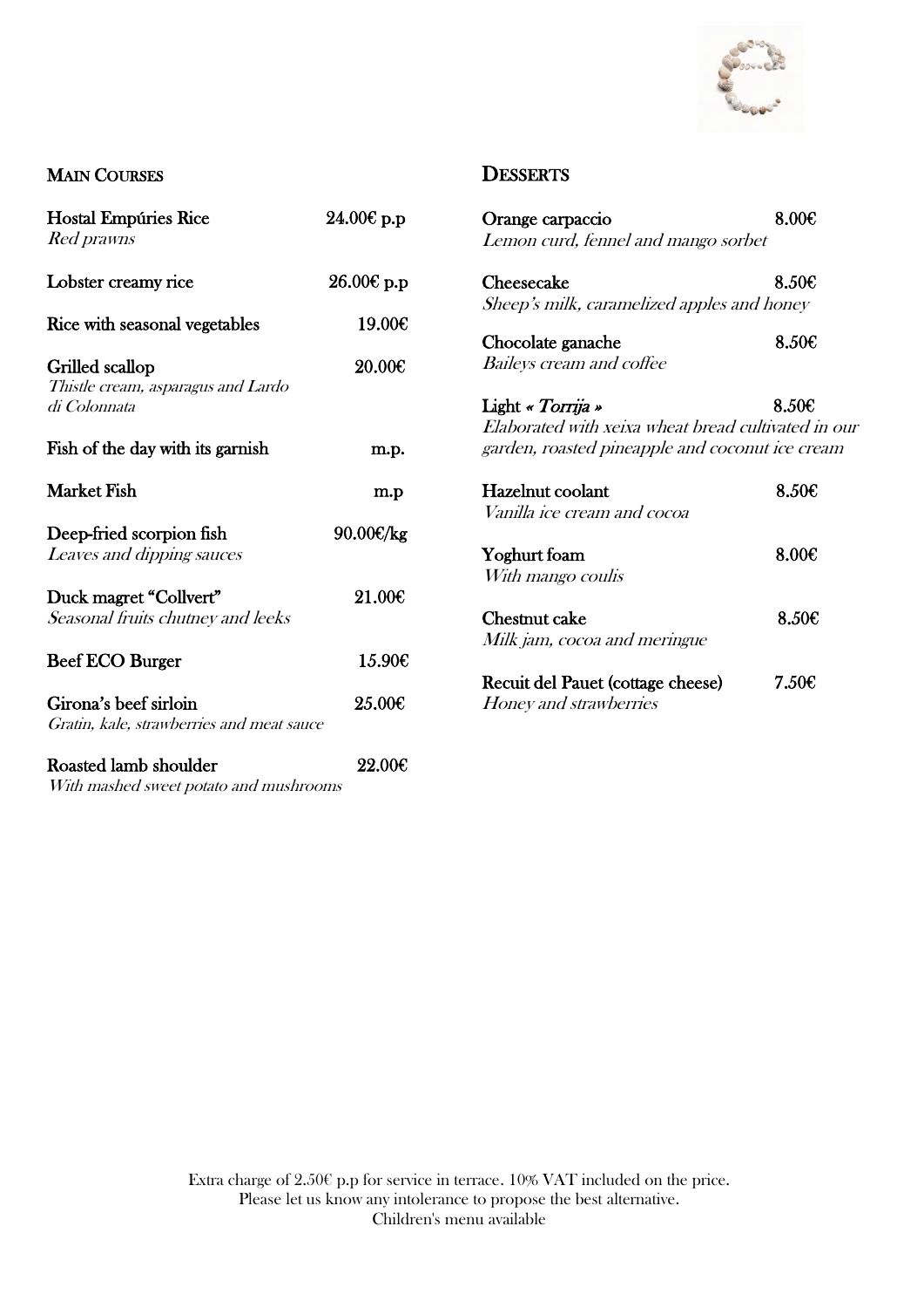## MAIN COURSES

**Hostal Empúries Rice** 24.00€ p.p
*Red prawns*

**Lobster creamy rice** 26.00€ p.p

**Rice with seasonal vegetables** 19.00€

**Grilled scallop** 20.00€
*Thistle cream, asparagus and Lardo di Colonnata*

**Fish of the day with its garnish** m.p.

**Market Fish** m.p

**Deep-fried scorpion fish** 90.00€/kg
*Leaves and dipping sauces*

**Duck magret "Collvert"** 21.00€
*Seasonal fruits chutney and leeks*

**Beef ECO Burger** 15.90€

**Girona's beef sirloin** 25.00€
*Gratin, kale, strawberries and meat sauce*

**Roasted lamb shoulder** 22.00€
*With mashed sweet potato and mushrooms*

## DESSERTS

**Orange carpaccio** 8.00€
*Lemon curd, fennel and mango sorbet*

**Cheesecake** 8.50€
*Sheep's milk, caramelized apples and honey*

**Chocolate ganache** 8.50€
*Baileys cream and coffee*

**Light *« Torrija »*** 8.50€
*Elaborated with xeixa wheat bread cultivated in our garden, roasted pineapple and coconut ice cream*

**Hazelnut coolant** 8.50€
*Vanilla ice cream and cocoa*

**Yoghurt foam** 8.00€
*With mango coulis*

**Chestnut cake** 8.50€
*Milk jam, cocoa and meringue*

**Recuit del Pauet (cottage cheese)** 7.50€
*Honey and strawberries*

Extra charge of 2.50€ p.p for service in terrace. 10% VAT included on the price.
Please let us know any intolerance to propose the best alternative.
Children's menu available